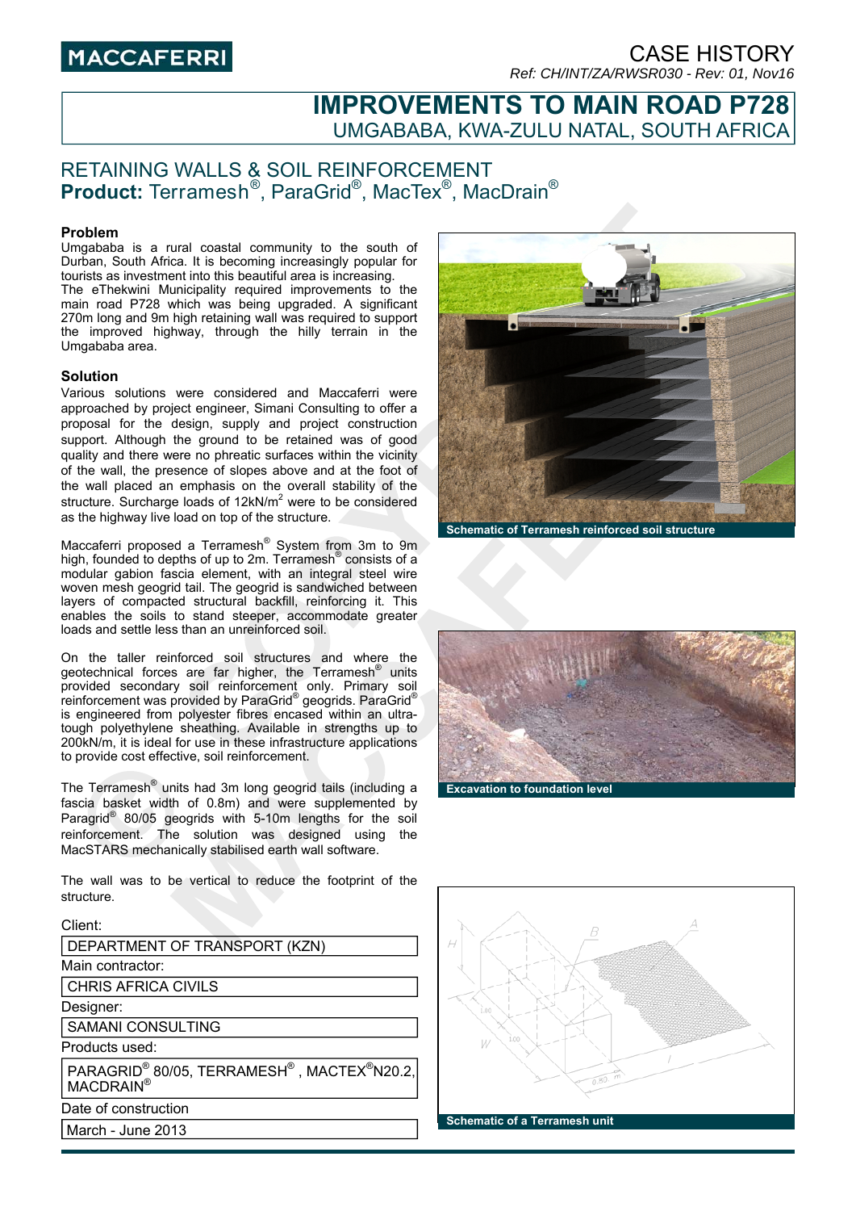# CASE HISTORY

*Ref: CH/INT/ZA/RWSR030 - Rev: 01, Nov16*

# IMPROVEMENTS TO MAIN ROAD P728

## UMGABABA, KWA-ZULU NATAL, SOUTH AFRICA

## RETAINING WALLS & SOIL REINFORCEMENT

**Product:** Terramesh®, ParaGrid®, MacTex®, MacDrain®

### Problem

Umgababa is a rural coastal community to the south of Durban, South Africa. It is becoming increasingly popular for tourists as investment into this beautiful area is increasing.
The eThekwini Municipality required improvements to the main road P728 which was being upgraded. A significant 270m long and 9m high retaining wall was required to support the improved highway, through the hilly terrain in the Umgababa area.

### Solution

Various solutions were considered and Maccaferri were approached by project engineer, Simani Consulting to offer a proposal for the design, supply and project construction support. Although the ground to be retained was of good quality and there were no phreatic surfaces within the vicinity of the wall, the presence of slopes above and at the foot of the wall placed an emphasis on the overall stability of the structure. Surcharge loads of 12kN/m$^2$ were to be considered as the highway live load on top of the structure.

Maccaferri proposed a Terramesh® System from 3m to 9m high, founded to depths of up to 2m. Terramesh® consists of a modular gabion fascia element, with an integral steel wire woven mesh geogrid tail. The geogrid is sandwiched between layers of compacted structural backfill, reinforcing it. This enables the soils to stand steeper, accommodate greater loads and settle less than an unreinforced soil.

On the taller reinforced soil structures and where the geotechnical forces are far higher, the Terramesh® units provided secondary soil reinforcement only. Primary soil reinforcement was provided by ParaGrid® geogrids. ParaGrid® is engineered from polyester fibres encased within an ultra-tough polyethylene sheathing. Available in strengths up to 200kN/m, it is ideal for use in these infrastructure applications to provide cost effective, soil reinforcement.

The Terramesh® units had 3m long geogrid tails (including a fascia basket width of 0.8m) and were supplemented by Paragrid® 80/05 geogrids with 5-10m lengths for the soil reinforcement. The solution was designed using the MacSTARS mechanically stabilised earth wall software.

The wall was to be vertical to reduce the footprint of the structure.

Client:

DEPARTMENT OF TRANSPORT (KZN)

Main contractor:

CHRIS AFRICA CIVILS

Designer:

SAMANI CONSULTING

Products used:

PARAGRID® 80/05, TERRAMESH®, MACTEX®N20.2, MACDRAIN®

Date of construction

March - June 2013

Schematic of Terramesh reinforced soil structure

Excavation to foundation level

Schematic of a Terramesh unit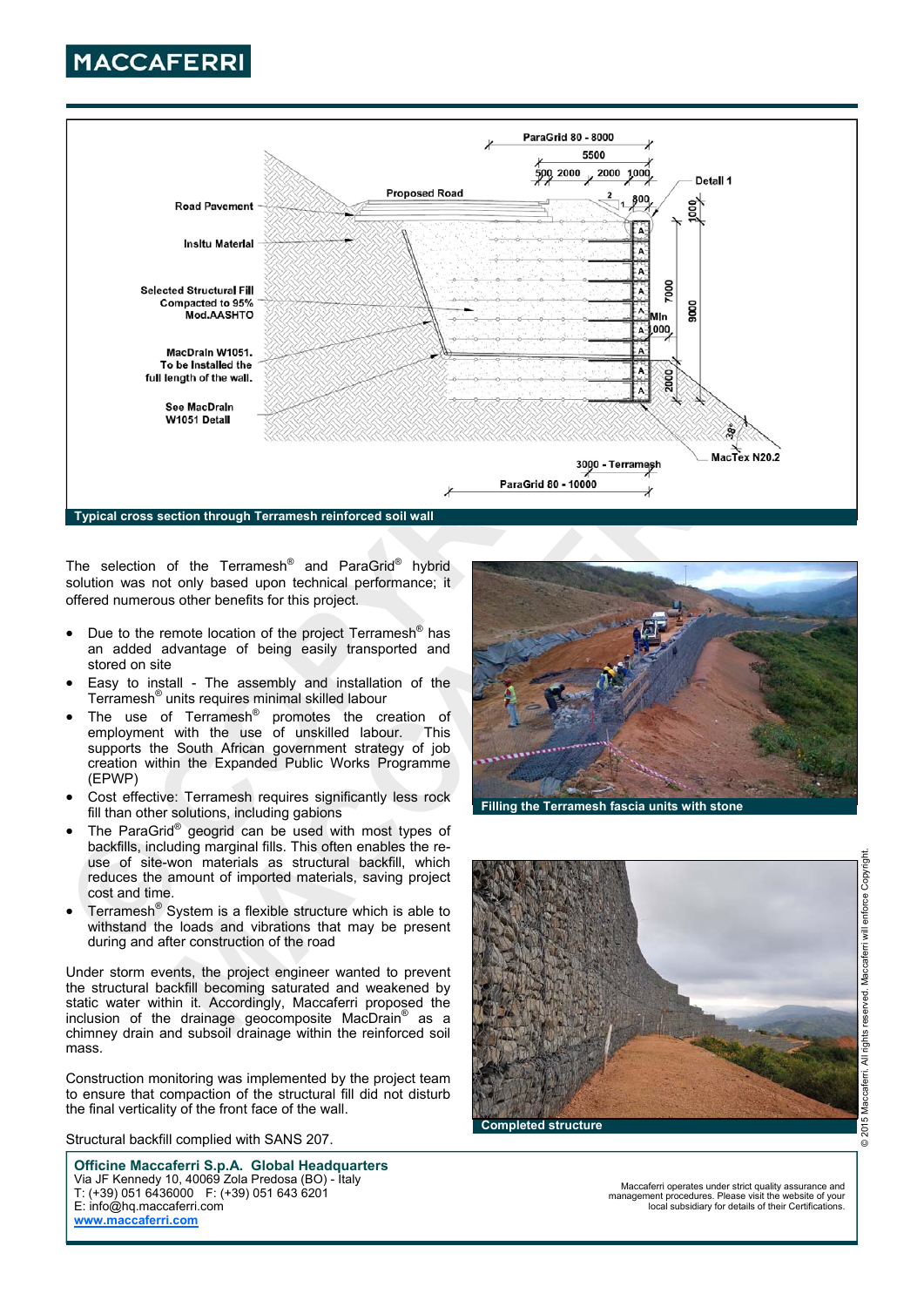ParaGrid 80 - 8000
5500
500 2000 2000 1000
Detail 1
Proposed Road
Road Pavement
2
1
800
1000
Insitu Material
Selected Structural Fill Compacted to 95% Mod.AASHTO
7000
9000
Min 1000
MacDrain W1051. To be Installed the full length of the wall.
2000
See MacDrain W1051 Detail
38°
MacTex N20.2
3000 - Terramesh
ParaGrid 80 - 10000

**Typical cross section through Terramesh reinforced soil wall**

The selection of the Terramesh® and ParaGrid® hybrid solution was not only based upon technical performance; it offered numerous other benefits for this project.

- Due to the remote location of the project Terramesh® has an added advantage of being easily transported and stored on site
- Easy to install - The assembly and installation of the Terramesh® units requires minimal skilled labour
- The use of Terramesh® promotes the creation of employment with the use of unskilled labour. This supports the South African government strategy of job creation within the Expanded Public Works Programme (EPWP)
- Cost effective: Terramesh requires significantly less rock fill than other solutions, including gabions
- The ParaGrid® geogrid can be used with most types of backfills, including marginal fills. This often enables the re-use of site-won materials as structural backfill, which reduces the amount of imported materials, saving project cost and time.
- Terramesh® System is a flexible structure which is able to withstand the loads and vibrations that may be present during and after construction of the road

Under storm events, the project engineer wanted to prevent the structural backfill becoming saturated and weakened by static water within it. Accordingly, Maccaferri proposed the inclusion of the drainage geocomposite MacDrain® as a chimney drain and subsoil drainage within the reinforced soil mass.

Construction monitoring was implemented by the project team to ensure that compaction of the structural fill did not disturb the final verticality of the front face of the wall.

Structural backfill complied with SANS 207.

**Filling the Terramesh fascia units with stone**

**Completed structure**

**Officine Maccaferri S.p.A. Global Headquarters**
Via JF Kennedy 10, 40069 Zola Predosa (BO) - Italy
T: (+39) 051 6436000 F: (+39) 051 643 6201
E: info@hq.maccaferri.com
www.maccaferri.com

Maccaferri operates under strict quality assurance and management procedures. Please visit the website of your local subsidiary for details of their Certifications.

© 2015 Maccaferri. All rights reserved. Maccaferri will enforce Copyright.